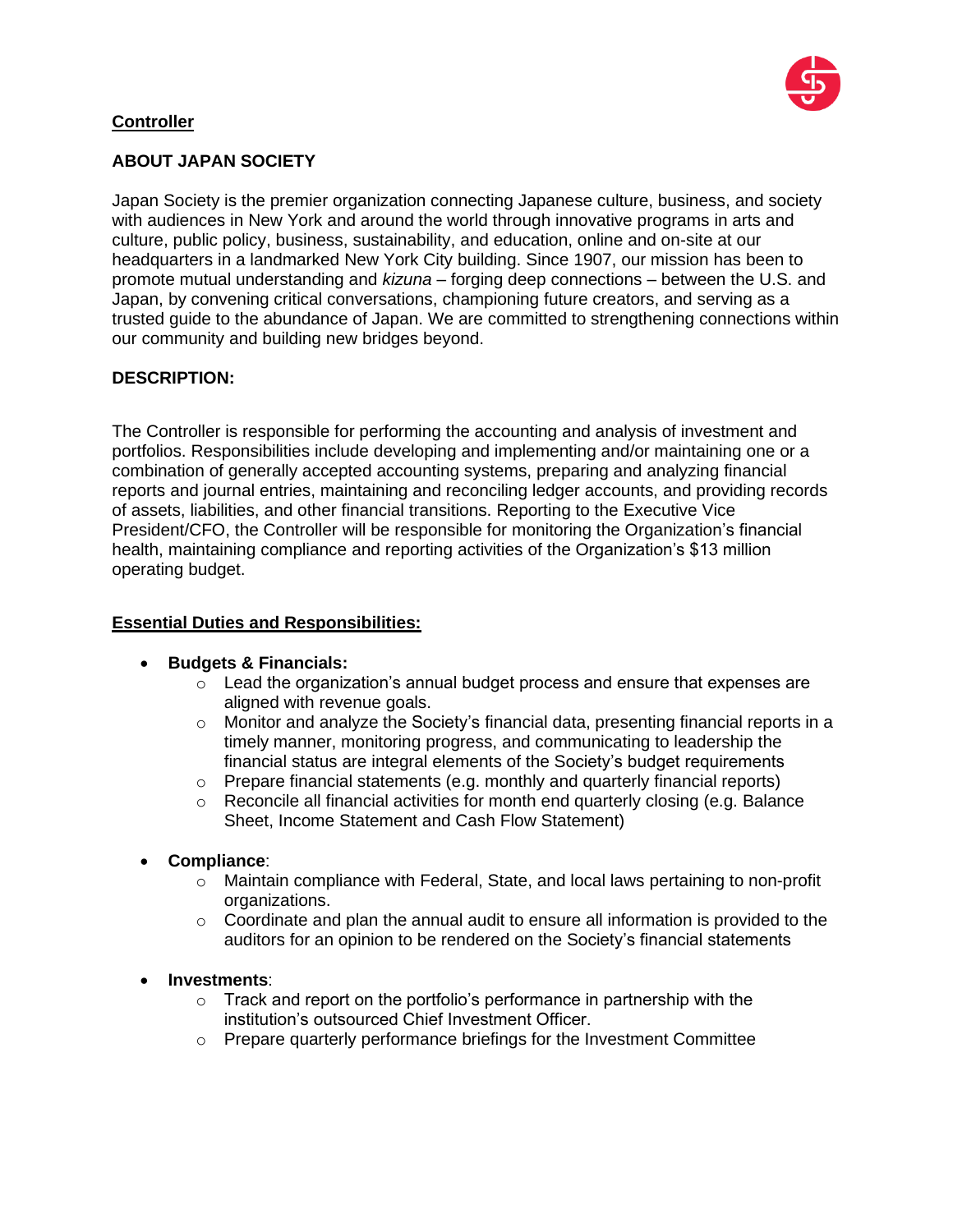**Controller**

**ABOUT JAPAN SOCIETY**

Japan Society is the premier organization connecting Japanese culture, business, and society with audiences in New York and around the world through innovative programs in arts and culture, public policy, business, sustainability, and education, online and on-site at our headquarters in a landmarked New York City building. Since 1907, our mission has been to promote mutual understanding and *kizuna* – forging deep connections – between the U.S. and Japan, by convening critical conversations, championing future creators, and serving as a trusted guide to the abundance of Japan. We are committed to strengthening connections within our community and building new bridges beyond.

**DESCRIPTION:**

The Controller is responsible for performing the accounting and analysis of investment and portfolios. Responsibilities include developing and implementing and/or maintaining one or a combination of generally accepted accounting systems, preparing and analyzing financial reports and journal entries, maintaining and reconciling ledger accounts, and providing records of assets, liabilities, and other financial transitions. Reporting to the Executive Vice President/CFO, the Controller will be responsible for monitoring the Organization's financial health, maintaining compliance and reporting activities of the Organization's $13 million operating budget.

**Essential Duties and Responsibilities:**

- **Budgets & Financials:**
  - Lead the organization's annual budget process and ensure that expenses are aligned with revenue goals.
  - Monitor and analyze the Society's financial data, presenting financial reports in a timely manner, monitoring progress, and communicating to leadership the financial status are integral elements of the Society's budget requirements
  - Prepare financial statements (e.g. monthly and quarterly financial reports)
  - Reconcile all financial activities for month end quarterly closing (e.g. Balance Sheet, Income Statement and Cash Flow Statement)

- **Compliance**:
  - Maintain compliance with Federal, State, and local laws pertaining to non-profit organizations.
  - Coordinate and plan the annual audit to ensure all information is provided to the auditors for an opinion to be rendered on the Society's financial statements

- **Investments**:
  - Track and report on the portfolio's performance in partnership with the institution's outsourced Chief Investment Officer.
  - Prepare quarterly performance briefings for the Investment Committee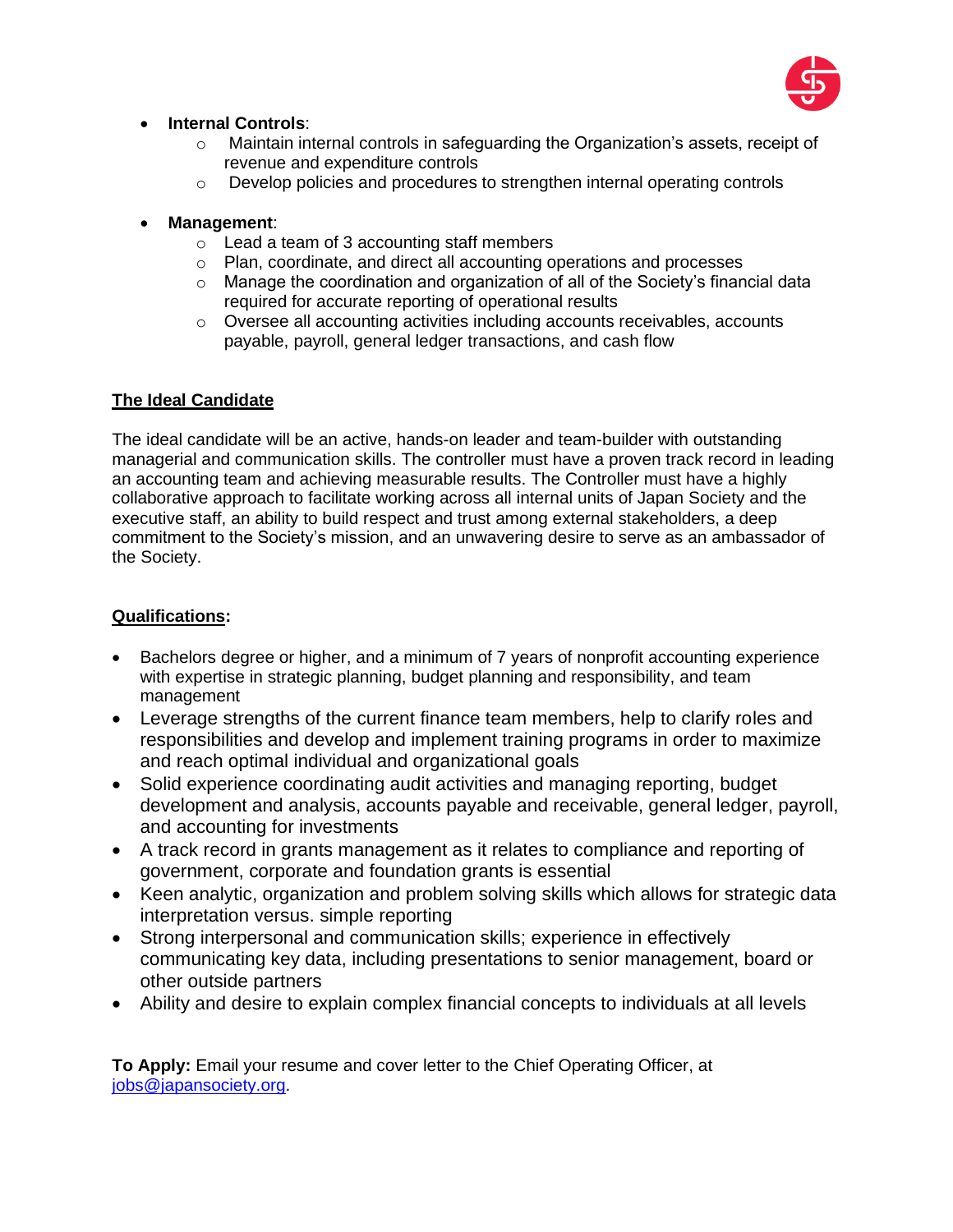- **Internal Controls**:
    - Maintain internal controls in safeguarding the Organization's assets, receipt of revenue and expenditure controls
    - Develop policies and procedures to strengthen internal operating controls

- **Management**:
    - Lead a team of 3 accounting staff members
    - Plan, coordinate, and direct all accounting operations and processes
    - Manage the coordination and organization of all of the Society's financial data required for accurate reporting of operational results
    - Oversee all accounting activities including accounts receivables, accounts payable, payroll, general ledger transactions, and cash flow

**The Ideal Candidate**

The ideal candidate will be an active, hands-on leader and team-builder with outstanding managerial and communication skills. The controller must have a proven track record in leading an accounting team and achieving measurable results. The Controller must have a highly collaborative approach to facilitate working across all internal units of Japan Society and the executive staff, an ability to build respect and trust among external stakeholders, a deep commitment to the Society's mission, and an unwavering desire to serve as an ambassador of the Society.

**Qualifications:**

- Bachelors degree or higher, and a minimum of 7 years of nonprofit accounting experience with expertise in strategic planning, budget planning and responsibility, and team management
- Leverage strengths of the current finance team members, help to clarify roles and responsibilities and develop and implement training programs in order to maximize and reach optimal individual and organizational goals
- Solid experience coordinating audit activities and managing reporting, budget development and analysis, accounts payable and receivable, general ledger, payroll, and accounting for investments
- A track record in grants management as it relates to compliance and reporting of government, corporate and foundation grants is essential
- Keen analytic, organization and problem solving skills which allows for strategic data interpretation versus. simple reporting
- Strong interpersonal and communication skills; experience in effectively communicating key data, including presentations to senior management, board or other outside partners
- Ability and desire to explain complex financial concepts to individuals at all levels

**To Apply:** Email your resume and cover letter to the Chief Operating Officer, at jobs@japansociety.org.